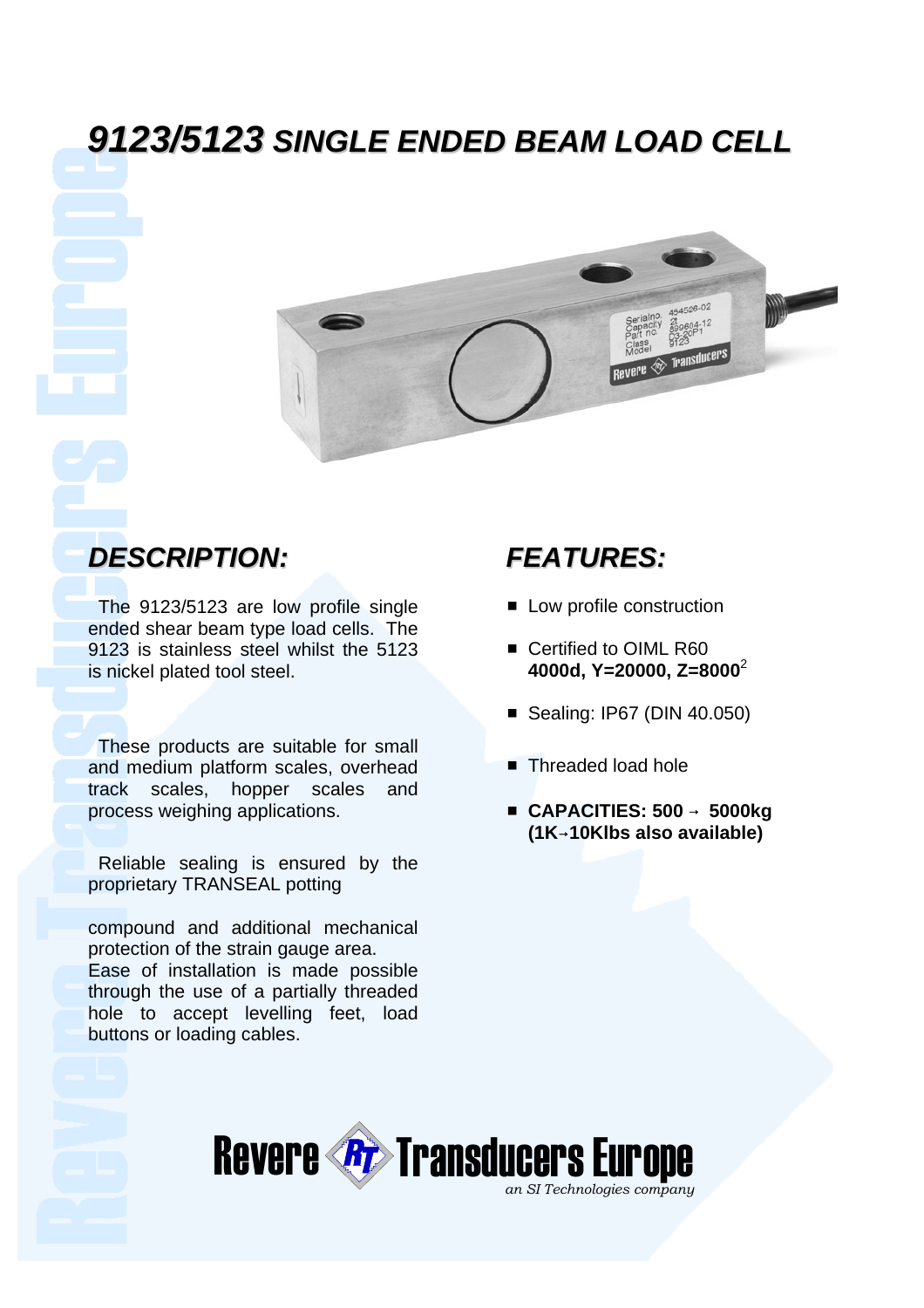# *9123/5123 SINGLE ENDED BEAM LOAD CELL*

## *DESCRIPTION:*

The 9123/5123 are low profile single ended shear beam type load cells. The 9123 is stainless steel whilst the 5123 is nickel plated tool steel.

These products are suitable for small and medium platform scales, overhead track scales, hopper scales and process weighing applications.

Reliable sealing is ensured by the proprietary TRANSEAL potting

compound and additional mechanical protection of the strain gauge area. Ease of installation is made possible through the use of a partially threaded hole to accept levelling feet, load buttons or loading cables.

## *FEATURES:*

- Low profile construction
- Certified to OIML R60 **4000d, Y=20000, Z=8000**[2]
- Sealing: IP67 (DIN 40.050)
- Threaded load hole
- **CAPACITIES: 500 → 5000kg (1K→10Klbs also available)**

Revere Transducers Europe
*an SI Technologies company*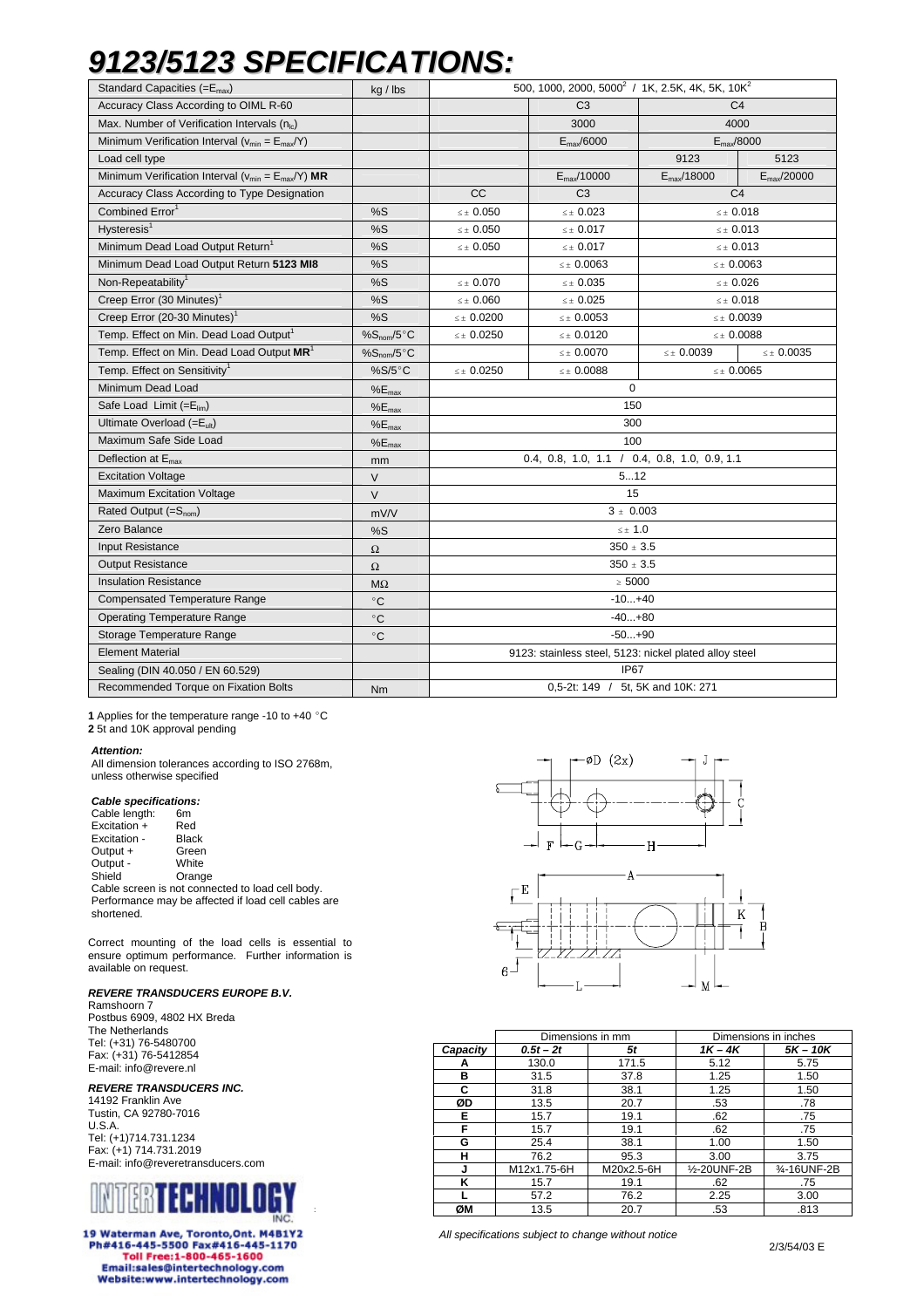# 9123/5123 SPECIFICATIONS:

| | | | | | |
|---|---|---|---|---|---|
| Standard Capacities ($=E_{max}$) | kg / lbs | 500, 1000, 2000, 5000[2] / 1K, 2.5K, 4K, 5K, 10K[2] | | | |
| Accuracy Class According to OIML R-60 | | | C3 | C4 | |
| Max. Number of Verification Intervals ($n_{lc}$) | | | 3000 | 4000 | |
| Minimum Verification Interval ($v_{min} = E_{max}/Y$) | | | $E_{max}/6000$ | $E_{max}/8000$ | |
| Load cell type | | | | 9123 | 5123 |
| Minimum Verification Interval ($v_{min} = E_{max}/Y$) **MR** | | | $E_{max}/10000$ | $E_{max}/18000$ | $E_{max}/20000$ |
| Accuracy Class According to Type Designation | | CC | C3 | C4 | |
| Combined Error[1] | %S | ≤ ± 0.050 | ≤ ± 0.023 | ≤ ± 0.018 | |
| Hysteresis[1] | %S | ≤ ± 0.050 | ≤ ± 0.017 | ≤ ± 0.013 | |
| Minimum Dead Load Output Return[1] | %S | ≤ ± 0.050 | ≤ ± 0.017 | ≤ ± 0.013 | |
| Minimum Dead Load Output Return **5123 MI8** | %S | | ≤ ± 0.0063 | ≤ ± 0.0063 | |
| Non-Repeatability[1] | %S | ≤ ± 0.070 | ≤ ± 0.035 | ≤ ± 0.026 | |
| Creep Error (30 Minutes)[1] | %S | ≤ ± 0.060 | ≤ ± 0.025 | ≤ ± 0.018 | |
| Creep Error (20-30 Minutes)[1] | %S | ≤ ± 0.0200 | ≤ ± 0.0053 | ≤ ± 0.0039 | |
| Temp. Effect on Min. Dead Load Output[1] | $\%S_{nom}/5°C$ | ≤ ± 0.0250 | ≤ ± 0.0120 | ≤ ± 0.0088 | |
| Temp. Effect on Min. Dead Load Output **MR**[1] | $\%S_{nom}/5°C$ | | ≤ ± 0.0070 | ≤ ± 0.0039 | ≤ ± 0.0035 |
| Temp. Effect on Sensitivity[1] | %S/5°C | ≤ ± 0.0250 | ≤ ± 0.0088 | ≤ ± 0.0065 | |
| Minimum Dead Load | $\%E_{max}$ | 0 | | | |
| Safe Load Limit ($=E_{lim}$) | $\%E_{max}$ | 150 | | | |
| Ultimate Overload ($=E_{ult}$) | $\%E_{max}$ | 300 | | | |
| Maximum Safe Side Load | $\%E_{max}$ | 100 | | | |
| Deflection at $E_{max}$ | mm | 0.4, 0.8, 1.0, 1.1 / 0.4, 0.8, 1.0, 0.9, 1.1 | | | |
| Excitation Voltage | V | 5...12 | | | |
| Maximum Excitation Voltage | V | 15 | | | |
| Rated Output ($=S_{nom}$) | mV/V | 3 ± 0.003 | | | |
| Zero Balance | %S | ≤ ± 1.0 | | | |
| Input Resistance | Ω | 350 ± 3.5 | | | |
| Output Resistance | Ω | 350 ± 3.5 | | | |
| Insulation Resistance | MΩ | ≥ 5000 | | | |
| Compensated Temperature Range | °C | -10...+40 | | | |
| Operating Temperature Range | °C | -40...+80 | | | |
| Storage Temperature Range | °C | -50...+90 | | | |
| Element Material | | 9123: stainless steel, 5123: nickel plated alloy steel | | | |
| Sealing (DIN 40.050 / EN 60.529) | | IP67 | | | |
| Recommended Torque on Fixation Bolts | Nm | 0,5-2t: 149 / 5t, 5K and 10K: 271 | | | |

**1** Applies for the temperature range -10 to +40 °C
**2** 5t and 10K approval pending

***Attention:***
All dimension tolerances according to ISO 2768m, unless otherwise specified

***Cable specifications:***
Cable length: 6m
Excitation + Red
Excitation - Black
Output + Green
Output - White
Shield Orange
Cable screen is not connected to load cell body.
Performance may be affected if load cell cables are shortened.

Correct mounting of the load cells is essential to ensure optimum performance. Further information is available on request.

***REVERE TRANSDUCERS EUROPE B.V.***
Ramshoorn 7
Postbus 6909, 4802 HX Breda
The Netherlands
Tel: (+31) 76-5480700
Fax: (+31) 76-5412854
E-mail: info@revere.nl

***REVERE TRANSDUCERS INC.***
14192 Franklin Ave
Tustin, CA 92780-7016
U.S.A.
Tel: (+1)714.731.1234
Fax: (+1) 714.731.2019
E-mail: info@reveretransducers.com

INTERTECHNOLOGY INC.
19 Waterman Ave, Toronto,Ont. M4B1Y2
Ph#416-445-5500 Fax#416-445-1170
Toll Free:1-800-465-1600
Email:sales@intertechnology.com
Website:www.intertechnology.com

ØD (2x)
J
C
F G H
A
E
K
B
6
L
M

| | Dimensions in mm | | Dimensions in inches | |
|---|---|---|---|---|
| ***Capacity*** | ***0.5t – 2t*** | ***5t*** | ***1K – 4K*** | ***5K – 10K*** |
| **A** | 130.0 | 171.5 | 5.12 | 5.75 |
| **B** | 31.5 | 37.8 | 1.25 | 1.50 |
| **C** | 31.8 | 38.1 | 1.25 | 1.50 |
| **ØD** | 13.5 | 20.7 | .53 | .78 |
| **E** | 15.7 | 19.1 | .62 | .75 |
| **F** | 15.7 | 19.1 | .62 | .75 |
| **G** | 25.4 | 38.1 | 1.00 | 1.50 |
| **H** | 76.2 | 95.3 | 3.00 | 3.75 |
| **J** | M12x1.75-6H | M20x2.5-6H | ½-20UNF-2B | ¾-16UNF-2B |
| **K** | 15.7 | 19.1 | .62 | .75 |
| **L** | 57.2 | 76.2 | 2.25 | 3.00 |
| **ØM** | 13.5 | 20.7 | .53 | .813 |

*All specifications subject to change without notice*

2/3/54/03 E